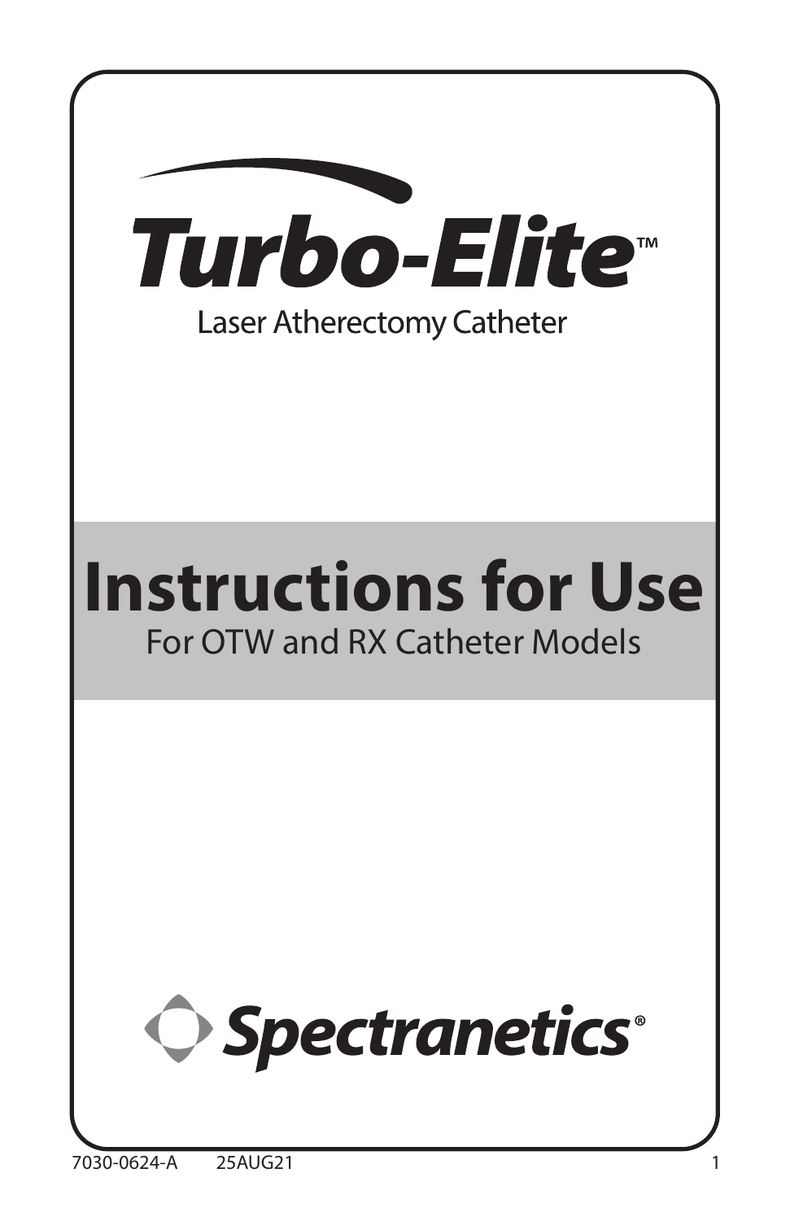# Turbo-Elite™

Laser Atherectomy Catheter

# Instructions for Use

For OTW and RX Catheter Models

Spectranetics®

7030-0624-A 25AUG21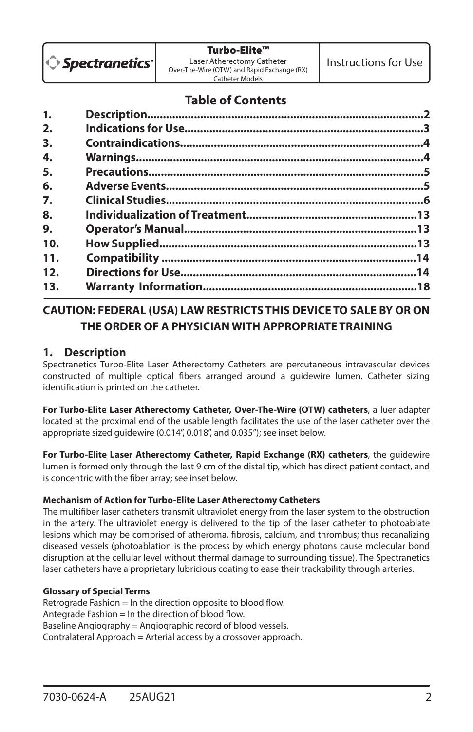## Table of Contents

| | | |
|---|---|---|
| 1. | Description | 2 |
| 2. | Indications for Use | 3 |
| 3. | Contraindications | 4 |
| 4. | Warnings | 4 |
| 5. | Precautions | 5 |
| 6. | Adverse Events | 5 |
| 7. | Clinical Studies | 6 |
| 8. | Individualization of Treatment | 13 |
| 9. | Operator's Manual | 13 |
| 10. | How Supplied | 13 |
| 11. | Compatibility | 14 |
| 12. | Directions for Use | 14 |
| 13. | Warranty Information | 18 |

**CAUTION: FEDERAL (USA) LAW RESTRICTS THIS DEVICE TO SALE BY OR ON THE ORDER OF A PHYSICIAN WITH APPROPRIATE TRAINING**

## 1. Description

Spectranetics Turbo-Elite Laser Atherectomy Catheters are percutaneous intravascular devices constructed of multiple optical fibers arranged around a guidewire lumen. Catheter sizing identification is printed on the catheter.

**For Turbo-Elite Laser Atherectomy Catheter, Over-The-Wire (OTW) catheters**, a luer adapter located at the proximal end of the usable length facilitates the use of the laser catheter over the appropriate sized guidewire (0.014", 0.018", and 0.035"); see inset below.

**For Turbo-Elite Laser Atherectomy Catheter, Rapid Exchange (RX) catheters**, the guidewire lumen is formed only through the last 9 cm of the distal tip, which has direct patient contact, and is concentric with the fiber array; see inset below.

**Mechanism of Action for Turbo-Elite Laser Atherectomy Catheters**

The multifiber laser catheters transmit ultraviolet energy from the laser system to the obstruction in the artery. The ultraviolet energy is delivered to the tip of the laser catheter to photoablate lesions which may be comprised of atheroma, fibrosis, calcium, and thrombus; thus recanalizing diseased vessels (photoablation is the process by which energy photons cause molecular bond disruption at the cellular level without thermal damage to surrounding tissue). The Spectranetics laser catheters have a proprietary lubricious coating to ease their trackability through arteries.

**Glossary of Special Terms**

Retrograde Fashion = In the direction opposite to blood flow.
Antegrade Fashion = In the direction of blood flow.
Baseline Angiography = Angiographic record of blood vessels.
Contralateral Approach = Arterial access by a crossover approach.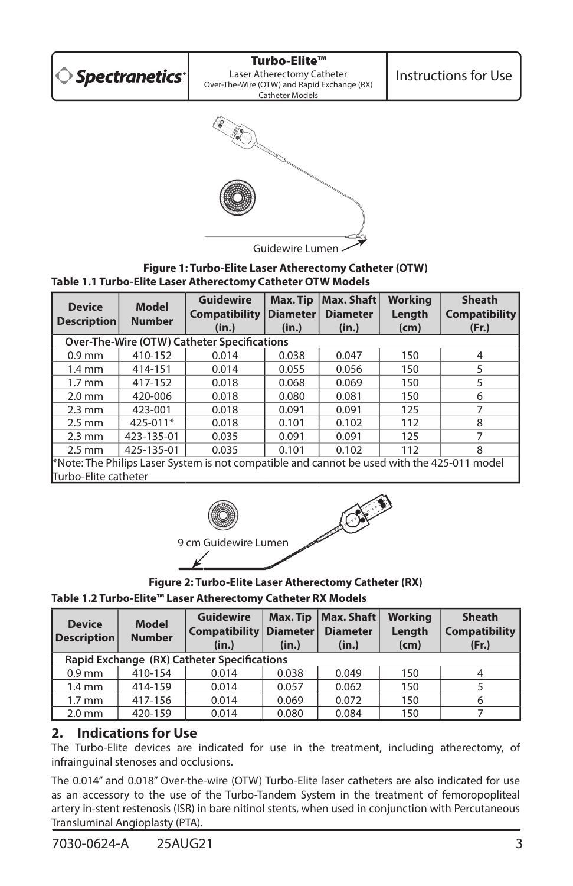Figure 1: Turbo-Elite Laser Atherectomy Catheter (OTW)

**Table 1.1 Turbo-Elite Laser Atherectomy Catheter OTW Models**

| Device Description | Model Number | Guidewire Compatibility (in.) | Max. Tip Diameter (in.) | Max. Shaft Diameter (in.) | Working Length (cm) | Sheath Compatibility (Fr.) |
|---|---|---|---|---|---|---|
| **Over-The-Wire (OTW) Catheter Specifications** | | | | | | |
| 0.9 mm | 410-152 | 0.014 | 0.038 | 0.047 | 150 | 4 |
| 1.4 mm | 414-151 | 0.014 | 0.055 | 0.056 | 150 | 5 |
| 1.7 mm | 417-152 | 0.018 | 0.068 | 0.069 | 150 | 5 |
| 2.0 mm | 420-006 | 0.018 | 0.080 | 0.081 | 150 | 6 |
| 2.3 mm | 423-001 | 0.018 | 0.091 | 0.091 | 125 | 7 |
| 2.5 mm | 425-011* | 0.018 | 0.101 | 0.102 | 112 | 8 |
| 2.3 mm | 423-135-01 | 0.035 | 0.091 | 0.091 | 125 | 7 |
| 2.5 mm | 425-135-01 | 0.035 | 0.101 | 0.102 | 112 | 8 |

*Note: The Philips Laser System is not compatible and cannot be used with the 425-011 model Turbo-Elite catheter

Figure 2: Turbo-Elite Laser Atherectomy Catheter (RX)

**Table 1.2 Turbo-Elite™ Laser Atherectomy Catheter RX Models**

| Device Description | Model Number | Guidewire Compatibility (in.) | Max. Tip Diameter (in.) | Max. Shaft Diameter (in.) | Working Length (cm) | Sheath Compatibility (Fr.) |
|---|---|---|---|---|---|---|
| **Rapid Exchange (RX) Catheter Specifications** | | | | | | |
| 0.9 mm | 410-154 | 0.014 | 0.038 | 0.049 | 150 | 4 |
| 1.4 mm | 414-159 | 0.014 | 0.057 | 0.062 | 150 | 5 |
| 1.7 mm | 417-156 | 0.014 | 0.069 | 0.072 | 150 | 6 |
| 2.0 mm | 420-159 | 0.014 | 0.080 | 0.084 | 150 | 7 |

## 2. Indications for Use

The Turbo-Elite devices are indicated for use in the treatment, including atherectomy, of infrainguinal stenoses and occlusions.

The 0.014" and 0.018" Over-the-wire (OTW) Turbo-Elite laser catheters are also indicated for use as an accessory to the use of the Turbo-Tandem System in the treatment of femoropopliteal artery in-stent restenosis (ISR) in bare nitinol stents, when used in conjunction with Percutaneous Transluminal Angioplasty (PTA).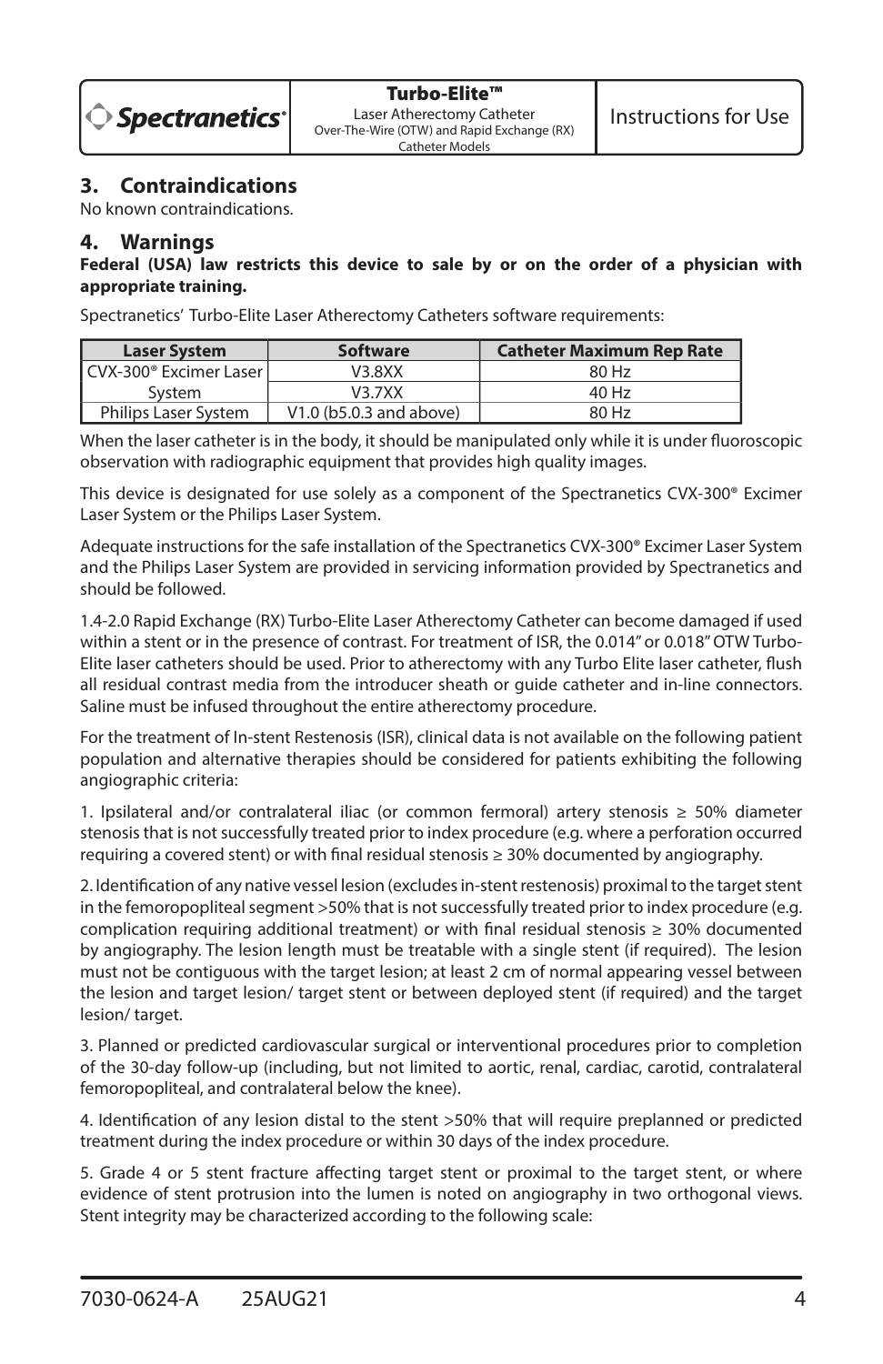## 3. Contraindications

No known contraindications.

## 4. Warnings

**Federal (USA) law restricts this device to sale by or on the order of a physician with appropriate training.**

Spectranetics' Turbo-Elite Laser Atherectomy Catheters software requirements:

| Laser System | Software | Catheter Maximum Rep Rate |
| --- | --- | --- |
| CVX-300® Excimer Laser System | V3.8XX | 80 Hz |
| | V3.7XX | 40 Hz |
| Philips Laser System | V1.0 (b5.0.3 and above) | 80 Hz |

When the laser catheter is in the body, it should be manipulated only while it is under fluoroscopic observation with radiographic equipment that provides high quality images.

This device is designated for use solely as a component of the Spectranetics CVX-300® Excimer Laser System or the Philips Laser System.

Adequate instructions for the safe installation of the Spectranetics CVX-300® Excimer Laser System and the Philips Laser System are provided in servicing information provided by Spectranetics and should be followed.

1.4-2.0 Rapid Exchange (RX) Turbo-Elite Laser Atherectomy Catheter can become damaged if used within a stent or in the presence of contrast. For treatment of ISR, the 0.014" or 0.018" OTW Turbo-Elite laser catheters should be used. Prior to atherectomy with any Turbo Elite laser catheter, flush all residual contrast media from the introducer sheath or guide catheter and in-line connectors. Saline must be infused throughout the entire atherectomy procedure.

For the treatment of In-stent Restenosis (ISR), clinical data is not available on the following patient population and alternative therapies should be considered for patients exhibiting the following angiographic criteria:

1. Ipsilateral and/or contralateral iliac (or common fermoral) artery stenosis ≥ 50% diameter stenosis that is not successfully treated prior to index procedure (e.g. where a perforation occurred requiring a covered stent) or with final residual stenosis ≥ 30% documented by angiography.

2. Identification of any native vessel lesion (excludes in-stent restenosis) proximal to the target stent in the femoropopliteal segment >50% that is not successfully treated prior to index procedure (e.g. complication requiring additional treatment) or with final residual stenosis ≥ 30% documented by angiography. The lesion length must be treatable with a single stent (if required). The lesion must not be contiguous with the target lesion; at least 2 cm of normal appearing vessel between the lesion and target lesion/ target stent or between deployed stent (if required) and the target lesion/ target.

3. Planned or predicted cardiovascular surgical or interventional procedures prior to completion of the 30-day follow-up (including, but not limited to aortic, renal, cardiac, carotid, contralateral femoropopliteal, and contralateral below the knee).

4. Identification of any lesion distal to the stent >50% that will require preplanned or predicted treatment during the index procedure or within 30 days of the index procedure.

5. Grade 4 or 5 stent fracture affecting target stent or proximal to the target stent, or where evidence of stent protrusion into the lumen is noted on angiography in two orthogonal views. Stent integrity may be characterized according to the following scale: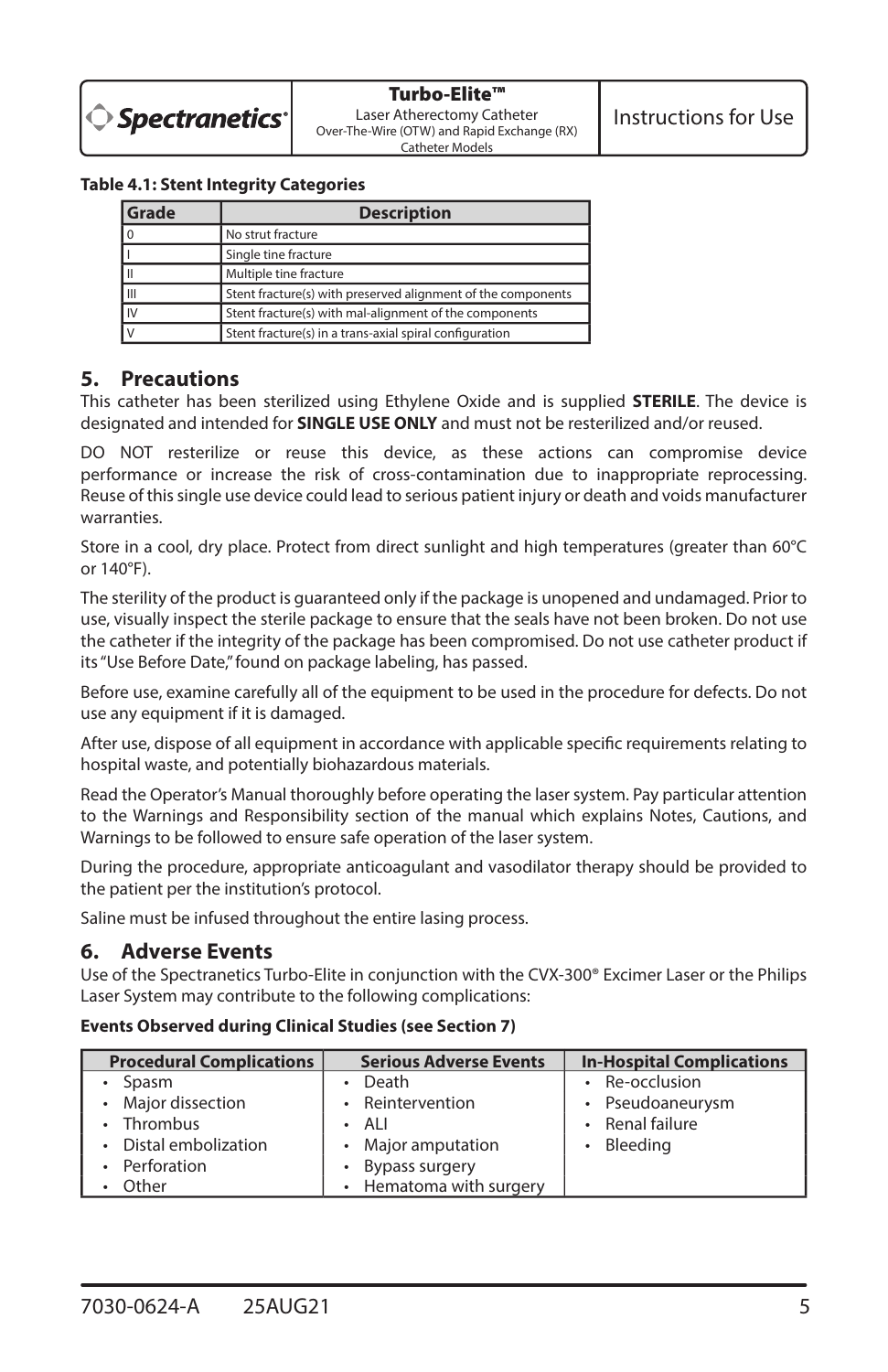**Table 4.1: Stent Integrity Categories**

| Grade | Description |
|---|---|
| 0 | No strut fracture |
| I | Single tine fracture |
| II | Multiple tine fracture |
| III | Stent fracture(s) with preserved alignment of the components |
| IV | Stent fracture(s) with mal-alignment of the components |
| V | Stent fracture(s) in a trans-axial spiral configuration |

## 5. Precautions

This catheter has been sterilized using Ethylene Oxide and is supplied **STERILE**. The device is designated and intended for **SINGLE USE ONLY** and must not be resterilized and/or reused.

DO NOT resterilize or reuse this device, as these actions can compromise device performance or increase the risk of cross-contamination due to inappropriate reprocessing. Reuse of this single use device could lead to serious patient injury or death and voids manufacturer warranties.

Store in a cool, dry place. Protect from direct sunlight and high temperatures (greater than 60°C or 140°F).

The sterility of the product is guaranteed only if the package is unopened and undamaged. Prior to use, visually inspect the sterile package to ensure that the seals have not been broken. Do not use the catheter if the integrity of the package has been compromised. Do not use catheter product if its "Use Before Date," found on package labeling, has passed.

Before use, examine carefully all of the equipment to be used in the procedure for defects. Do not use any equipment if it is damaged.

After use, dispose of all equipment in accordance with applicable specific requirements relating to hospital waste, and potentially biohazardous materials.

Read the Operator's Manual thoroughly before operating the laser system. Pay particular attention to the Warnings and Responsibility section of the manual which explains Notes, Cautions, and Warnings to be followed to ensure safe operation of the laser system.

During the procedure, appropriate anticoagulant and vasodilator therapy should be provided to the patient per the institution's protocol.

Saline must be infused throughout the entire lasing process.

## 6. Adverse Events

Use of the Spectranetics Turbo-Elite in conjunction with the CVX-300® Excimer Laser or the Philips Laser System may contribute to the following complications:

**Events Observed during Clinical Studies (see Section 7)**

| Procedural Complications | Serious Adverse Events | In-Hospital Complications |
|---|---|---|
| • Spasm | • Death | • Re-occlusion |
| • Major dissection | • Reintervention | • Pseudoaneurysm |
| • Thrombus | • ALI | • Renal failure |
| • Distal embolization | • Major amputation | • Bleeding |
| • Perforation | • Bypass surgery | |
| • Other | • Hematoma with surgery | |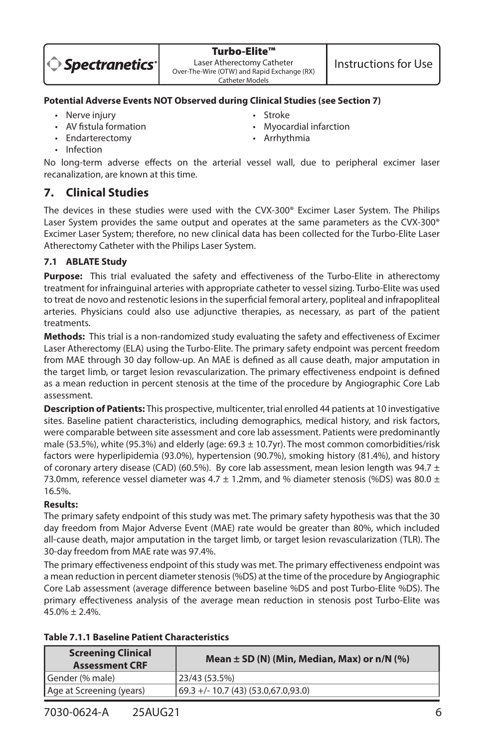**Potential Adverse Events NOT Observed during Clinical Studies (see Section 7)**

- Nerve injury
- AV fistula formation
- Endarterectomy
- Infection
- Stroke
- Myocardial infarction
- Arrhythmia

No long-term adverse effects on the arterial vessel wall, due to peripheral excimer laser recanalization, are known at this time.

## 7. Clinical Studies

The devices in these studies were used with the CVX-300® Excimer Laser System. The Philips Laser System provides the same output and operates at the same parameters as the CVX-300® Excimer Laser System; therefore, no new clinical data has been collected for the Turbo-Elite Laser Atherectomy Catheter with the Philips Laser System.

### 7.1 ABLATE Study

**Purpose:** This trial evaluated the safety and effectiveness of the Turbo-Elite in atherectomy treatment for infrainguinal arteries with appropriate catheter to vessel sizing. Turbo-Elite was used to treat de novo and restenotic lesions in the superficial femoral artery, popliteal and infrapopliteal arteries. Physicians could also use adjunctive therapies, as necessary, as part of the patient treatments.

**Methods:** This trial is a non-randomized study evaluating the safety and effectiveness of Excimer Laser Atherectomy (ELA) using the Turbo-Elite. The primary safety endpoint was percent freedom from MAE through 30 day follow-up. An MAE is defined as all cause death, major amputation in the target limb, or target lesion revascularization. The primary effectiveness endpoint is defined as a mean reduction in percent stenosis at the time of the procedure by Angiographic Core Lab assessment.

**Description of Patients:** This prospective, multicenter, trial enrolled 44 patients at 10 investigative sites. Baseline patient characteristics, including demographics, medical history, and risk factors, were comparable between site assessment and core lab assessment. Patients were predominantly male (53.5%), white (95.3%) and elderly (age: 69.3 ± 10.7yr). The most common comorbidities/risk factors were hyperlipidemia (93.0%), hypertension (90.7%), smoking history (81.4%), and history of coronary artery disease (CAD) (60.5%). By core lab assessment, mean lesion length was 94.7 ± 73.0mm, reference vessel diameter was 4.7 ± 1.2mm, and % diameter stenosis (%DS) was 80.0 ± 16.5%.

**Results:**

The primary safety endpoint of this study was met. The primary safety hypothesis was that the 30 day freedom from Major Adverse Event (MAE) rate would be greater than 80%, which included all-cause death, major amputation in the target limb, or target lesion revascularization (TLR). The 30-day freedom from MAE rate was 97.4%.

The primary effectiveness endpoint of this study was met. The primary effectiveness endpoint was a mean reduction in percent diameter stenosis (%DS) at the time of the procedure by Angiographic Core Lab assessment (average difference between baseline %DS and post Turbo-Elite %DS). The primary effectiveness analysis of the average mean reduction in stenosis post Turbo-Elite was 45.0% ± 2.4%.

**Table 7.1.1 Baseline Patient Characteristics**

| Screening Clinical Assessment CRF | Mean ± SD (N) (Min, Median, Max) or n/N (%) |
|---|---|
| Gender (% male) | 23/43 (53.5%) |
| Age at Screening (years) | 69.3 +/- 10.7 (43) (53.0,67.0,93.0) |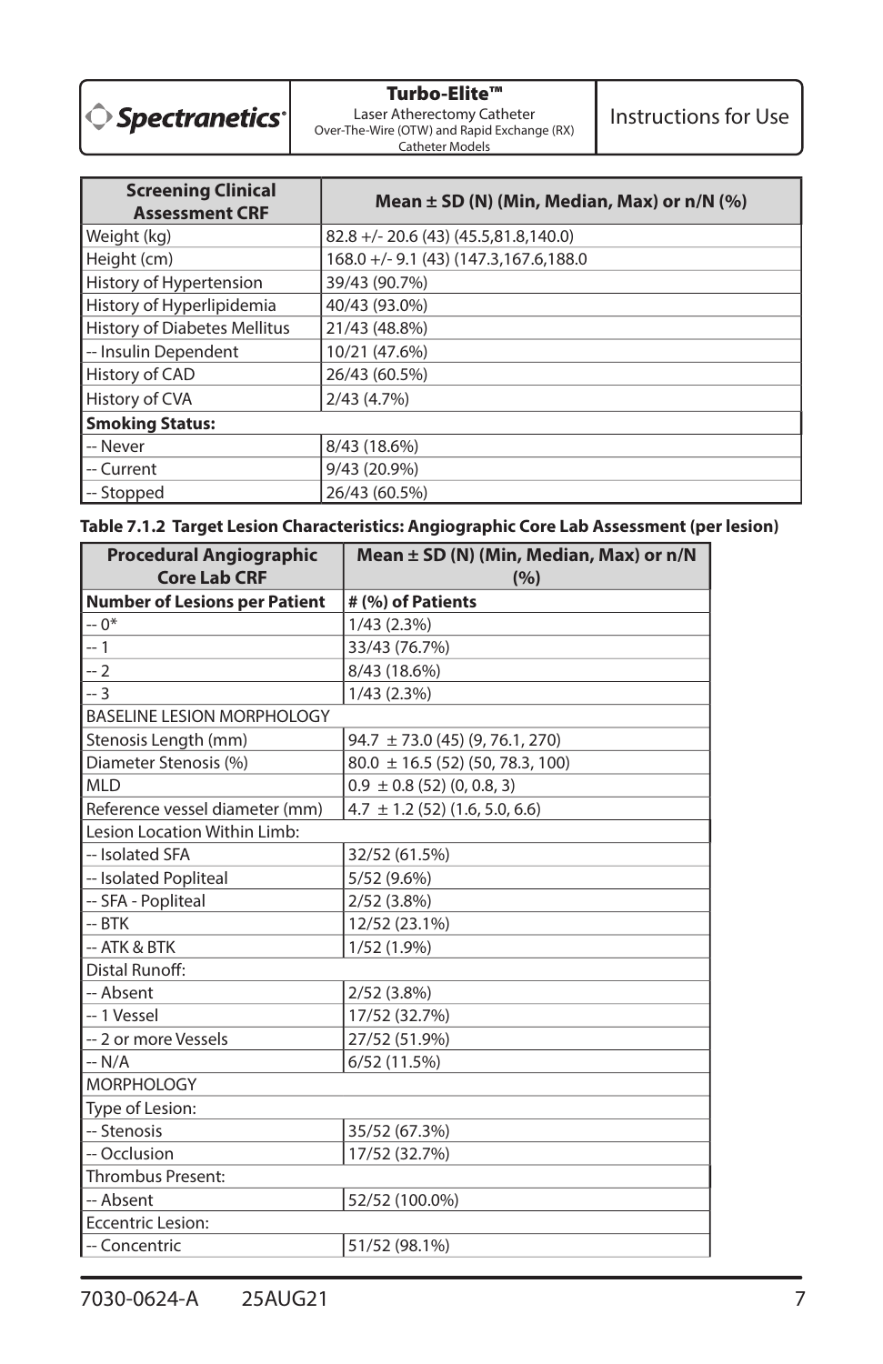| Screening Clinical Assessment CRF | Mean ± SD (N) (Min, Median, Max) or n/N (%) |
| --- | --- |
| Weight (kg) | 82.8 +/- 20.6 (43) (45.5,81.8,140.0) |
| Height (cm) | 168.0 +/- 9.1 (43) (147.3,167.6,188.0 |
| History of Hypertension | 39/43 (90.7%) |
| History of Hyperlipidemia | 40/43 (93.0%) |
| History of Diabetes Mellitus | 21/43 (48.8%) |
| -- Insulin Dependent | 10/21 (47.6%) |
| History of CAD | 26/43 (60.5%) |
| History of CVA | 2/43 (4.7%) |
| **Smoking Status:** | |
| -- Never | 8/43 (18.6%) |
| -- Current | 9/43 (20.9%) |
| -- Stopped | 26/43 (60.5%) |

**Table 7.1.2 Target Lesion Characteristics: Angiographic Core Lab Assessment (per lesion)**

| Procedural Angiographic Core Lab CRF | Mean ± SD (N) (Min, Median, Max) or n/N (%) |
| --- | --- |
| **Number of Lesions per Patient** | **# (%) of Patients** |
| -- 0* | 1/43 (2.3%) |
| -- 1 | 33/43 (76.7%) |
| -- 2 | 8/43 (18.6%) |
| -- 3 | 1/43 (2.3%) |
| BASELINE LESION MORPHOLOGY | |
| Stenosis Length (mm) | 94.7 ± 73.0 (45) (9, 76.1, 270) |
| Diameter Stenosis (%) | 80.0 ± 16.5 (52) (50, 78.3, 100) |
| MLD | 0.9 ± 0.8 (52) (0, 0.8, 3) |
| Reference vessel diameter (mm) | 4.7 ± 1.2 (52) (1.6, 5.0, 6.6) |
| Lesion Location Within Limb: | |
| -- Isolated SFA | 32/52 (61.5%) |
| -- Isolated Popliteal | 5/52 (9.6%) |
| -- SFA - Popliteal | 2/52 (3.8%) |
| -- BTK | 12/52 (23.1%) |
| -- ATK & BTK | 1/52 (1.9%) |
| Distal Runoff: | |
| -- Absent | 2/52 (3.8%) |
| -- 1 Vessel | 17/52 (32.7%) |
| -- 2 or more Vessels | 27/52 (51.9%) |
| -- N/A | 6/52 (11.5%) |
| MORPHOLOGY | |
| Type of Lesion: | |
| -- Stenosis | 35/52 (67.3%) |
| -- Occlusion | 17/52 (32.7%) |
| Thrombus Present: | |
| -- Absent | 52/52 (100.0%) |
| Eccentric Lesion: | |
| -- Concentric | 51/52 (98.1%) |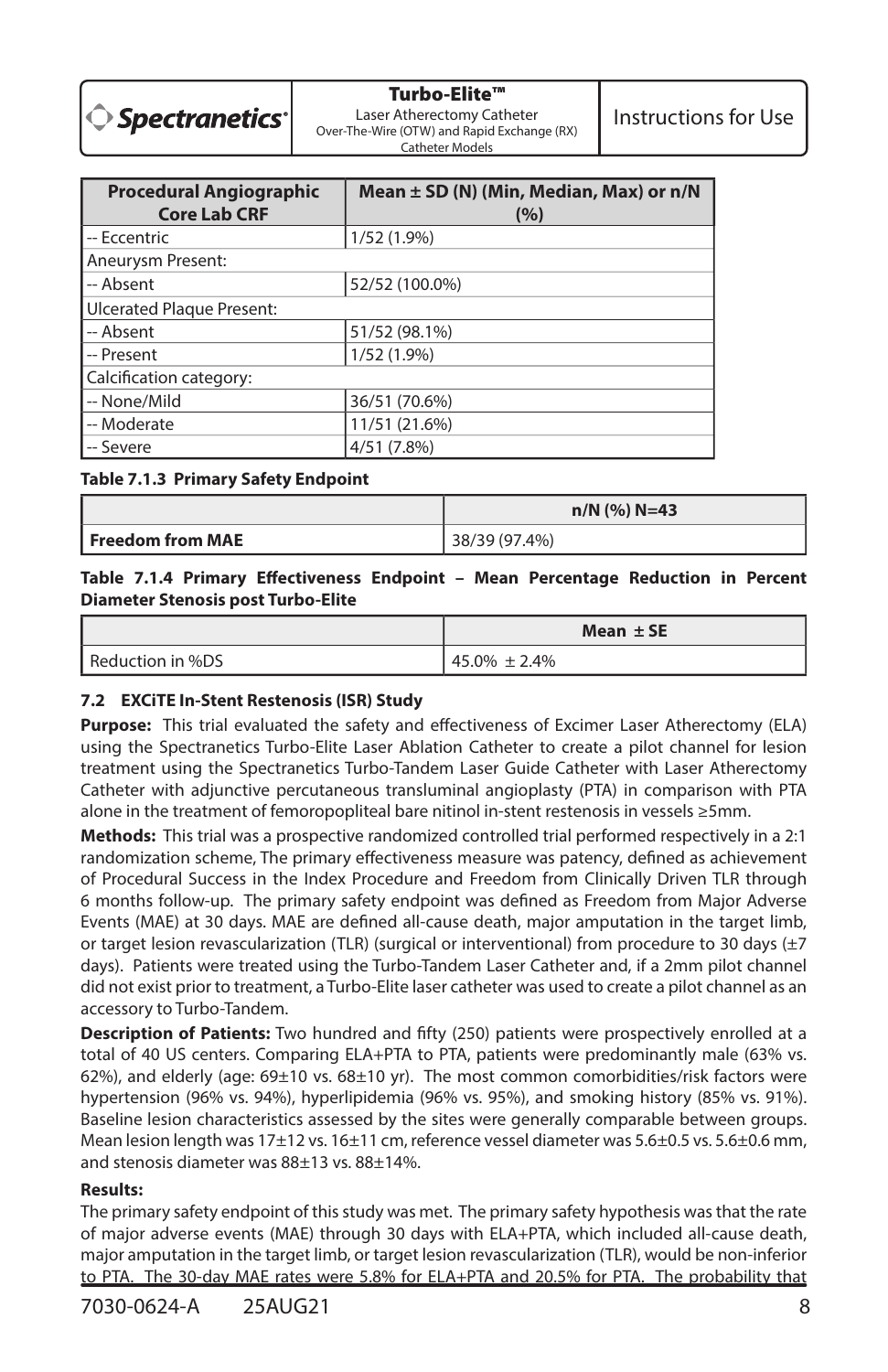| Procedural Angiographic Core Lab CRF | Mean ± SD (N) (Min, Median, Max) or n/N (%) |
|---|---|
| -- Eccentric | 1/52 (1.9%) |
| Aneurysm Present: | |
| -- Absent | 52/52 (100.0%) |
| Ulcerated Plaque Present: | |
| -- Absent | 51/52 (98.1%) |
| -- Present | 1/52 (1.9%) |
| Calcification category: | |
| -- None/Mild | 36/51 (70.6%) |
| -- Moderate | 11/51 (21.6%) |
| -- Severe | 4/51 (7.8%) |

**Table 7.1.3 Primary Safety Endpoint**

| | n/N (%) N=43 |
|---|---|
| **Freedom from MAE** | 38/39 (97.4%) |

**Table 7.1.4 Primary Effectiveness Endpoint – Mean Percentage Reduction in Percent Diameter Stenosis post Turbo-Elite**

| | Mean ± SE |
|---|---|
| Reduction in %DS | 45.0% ± 2.4% |

#### 7.2 EXCiTE In-Stent Restenosis (ISR) Study

**Purpose:** This trial evaluated the safety and effectiveness of Excimer Laser Atherectomy (ELA) using the Spectranetics Turbo-Elite Laser Ablation Catheter to create a pilot channel for lesion treatment using the Spectranetics Turbo-Tandem Laser Guide Catheter with Laser Atherectomy Catheter with adjunctive percutaneous transluminal angioplasty (PTA) in comparison with PTA alone in the treatment of femoropopliteal bare nitinol in-stent restenosis in vessels ≥5mm.

**Methods:** This trial was a prospective randomized controlled trial performed respectively in a 2:1 randomization scheme, The primary effectiveness measure was patency, defined as achievement of Procedural Success in the Index Procedure and Freedom from Clinically Driven TLR through 6 months follow-up. The primary safety endpoint was defined as Freedom from Major Adverse Events (MAE) at 30 days. MAE are defined all-cause death, major amputation in the target limb, or target lesion revascularization (TLR) (surgical or interventional) from procedure to 30 days (±7 days). Patients were treated using the Turbo-Tandem Laser Catheter and, if a 2mm pilot channel did not exist prior to treatment, a Turbo-Elite laser catheter was used to create a pilot channel as an accessory to Turbo-Tandem.

**Description of Patients:** Two hundred and fifty (250) patients were prospectively enrolled at a total of 40 US centers. Comparing ELA+PTA to PTA, patients were predominantly male (63% vs. 62%), and elderly (age: 69±10 vs. 68±10 yr). The most common comorbidities/risk factors were hypertension (96% vs. 94%), hyperlipidemia (96% vs. 95%), and smoking history (85% vs. 91%). Baseline lesion characteristics assessed by the sites were generally comparable between groups. Mean lesion length was 17±12 vs. 16±11 cm, reference vessel diameter was 5.6±0.5 vs. 5.6±0.6 mm, and stenosis diameter was 88±13 vs. 88±14%.

**Results:**

The primary safety endpoint of this study was met. The primary safety hypothesis was that the rate of major adverse events (MAE) through 30 days with ELA+PTA, which included all-cause death, major amputation in the target limb, or target lesion revascularization (TLR), would be non-inferior to PTA. The 30-day MAE rates were 5.8% for ELA+PTA and 20.5% for PTA. The probability that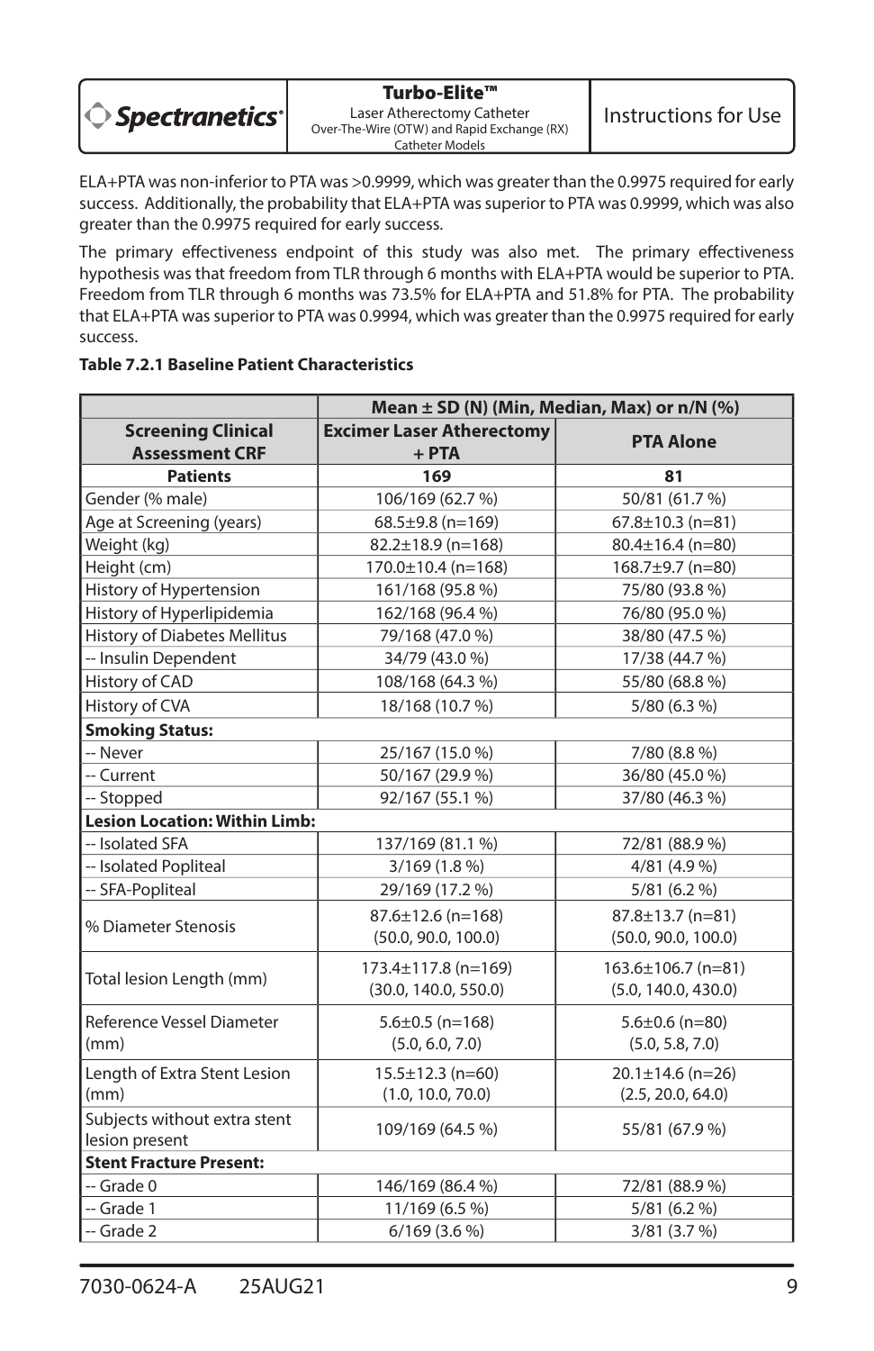ELA+PTA was non-inferior to PTA was >0.9999, which was greater than the 0.9975 required for early success. Additionally, the probability that ELA+PTA was superior to PTA was 0.9999, which was also greater than the 0.9975 required for early success.

The primary effectiveness endpoint of this study was also met. The primary effectiveness hypothesis was that freedom from TLR through 6 months with ELA+PTA would be superior to PTA. Freedom from TLR through 6 months was 73.5% for ELA+PTA and 51.8% for PTA. The probability that ELA+PTA was superior to PTA was 0.9994, which was greater than the 0.9975 required for early success.

**Table 7.2.1 Baseline Patient Characteristics**

| | Mean ± SD (N) (Min, Median, Max) or n/N (%) | |
|---|---|---|
| **Screening Clinical Assessment CRF** | **Excimer Laser Atherectomy + PTA** | **PTA Alone** |
| **Patients** | **169** | **81** |
| Gender (% male) | 106/169 (62.7 %) | 50/81 (61.7 %) |
| Age at Screening (years) | 68.5±9.8 (n=169) | 67.8±10.3 (n=81) |
| Weight (kg) | 82.2±18.9 (n=168) | 80.4±16.4 (n=80) |
| Height (cm) | 170.0±10.4 (n=168) | 168.7±9.7 (n=80) |
| History of Hypertension | 161/168 (95.8 %) | 75/80 (93.8 %) |
| History of Hyperlipidemia | 162/168 (96.4 %) | 76/80 (95.0 %) |
| History of Diabetes Mellitus | 79/168 (47.0 %) | 38/80 (47.5 %) |
| -- Insulin Dependent | 34/79 (43.0 %) | 17/38 (44.7 %) |
| History of CAD | 108/168 (64.3 %) | 55/80 (68.8 %) |
| History of CVA | 18/168 (10.7 %) | 5/80 (6.3 %) |
| **Smoking Status:** | | |
| -- Never | 25/167 (15.0 %) | 7/80 (8.8 %) |
| -- Current | 50/167 (29.9 %) | 36/80 (45.0 %) |
| -- Stopped | 92/167 (55.1 %) | 37/80 (46.3 %) |
| **Lesion Location: Within Limb:** | | |
| -- Isolated SFA | 137/169 (81.1 %) | 72/81 (88.9 %) |
| -- Isolated Popliteal | 3/169 (1.8 %) | 4/81 (4.9 %) |
| -- SFA-Popliteal | 29/169 (17.2 %) | 5/81 (6.2 %) |
| % Diameter Stenosis | 87.6±12.6 (n=168) (50.0, 90.0, 100.0) | 87.8±13.7 (n=81) (50.0, 90.0, 100.0) |
| Total lesion Length (mm) | 173.4±117.8 (n=169) (30.0, 140.0, 550.0) | 163.6±106.7 (n=81) (5.0, 140.0, 430.0) |
| Reference Vessel Diameter (mm) | 5.6±0.5 (n=168) (5.0, 6.0, 7.0) | 5.6±0.6 (n=80) (5.0, 5.8, 7.0) |
| Length of Extra Stent Lesion (mm) | 15.5±12.3 (n=60) (1.0, 10.0, 70.0) | 20.1±14.6 (n=26) (2.5, 20.0, 64.0) |
| Subjects without extra stent lesion present | 109/169 (64.5 %) | 55/81 (67.9 %) |
| **Stent Fracture Present:** | | |
| -- Grade 0 | 146/169 (86.4 %) | 72/81 (88.9 %) |
| -- Grade 1 | 11/169 (6.5 %) | 5/81 (6.2 %) |
| -- Grade 2 | 6/169 (3.6 %) | 3/81 (3.7 %) |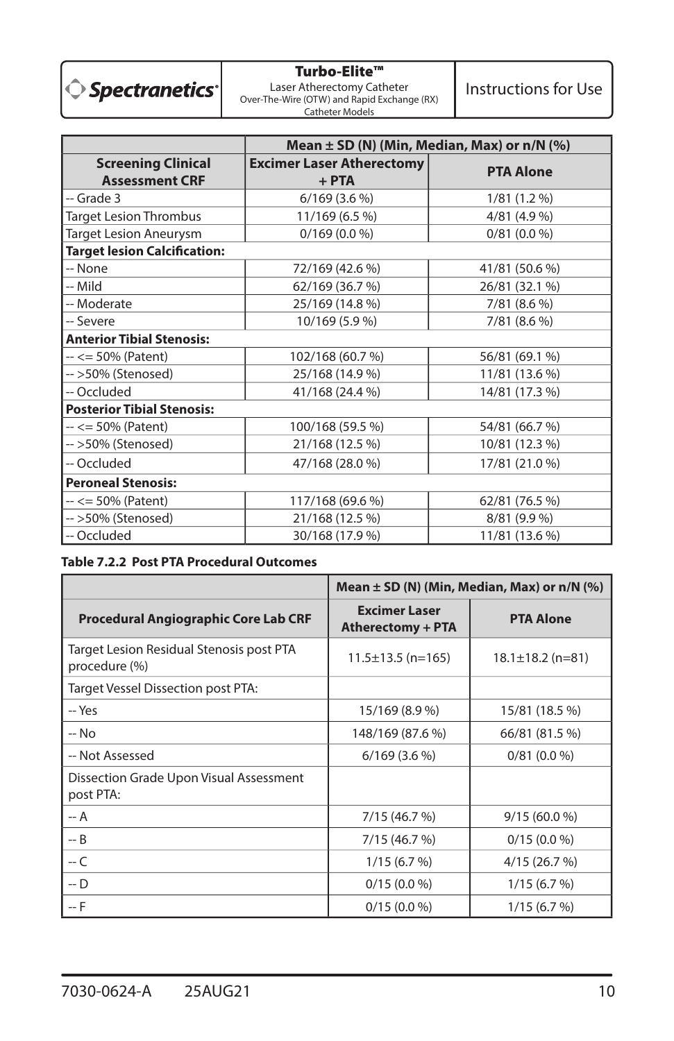| Screening Clinical Assessment CRF | Mean ± SD (N) (Min, Median, Max) or n/N (%) | |
|---|---|---|
| | Excimer Laser Atherectomy + PTA | PTA Alone |
| -- Grade 3 | 6/169 (3.6 %) | 1/81 (1.2 %) |
| Target Lesion Thrombus | 11/169 (6.5 %) | 4/81 (4.9 %) |
| Target Lesion Aneurysm | 0/169 (0.0 %) | 0/81 (0.0 %) |
| **Target lesion Calcification:** | | |
| -- None | 72/169 (42.6 %) | 41/81 (50.6 %) |
| -- Mild | 62/169 (36.7 %) | 26/81 (32.1 %) |
| -- Moderate | 25/169 (14.8 %) | 7/81 (8.6 %) |
| -- Severe | 10/169 (5.9 %) | 7/81 (8.6 %) |
| **Anterior Tibial Stenosis:** | | |
| -- <= 50% (Patent) | 102/168 (60.7 %) | 56/81 (69.1 %) |
| -- >50% (Stenosed) | 25/168 (14.9 %) | 11/81 (13.6 %) |
| -- Occluded | 41/168 (24.4 %) | 14/81 (17.3 %) |
| **Posterior Tibial Stenosis:** | | |
| -- <= 50% (Patent) | 100/168 (59.5 %) | 54/81 (66.7 %) |
| -- >50% (Stenosed) | 21/168 (12.5 %) | 10/81 (12.3 %) |
| -- Occluded | 47/168 (28.0 %) | 17/81 (21.0 %) |
| **Peroneal Stenosis:** | | |
| -- <= 50% (Patent) | 117/168 (69.6 %) | 62/81 (76.5 %) |
| -- >50% (Stenosed) | 21/168 (12.5 %) | 8/81 (9.9 %) |
| -- Occluded | 30/168 (17.9 %) | 11/81 (13.6 %) |

**Table 7.2.2 Post PTA Procedural Outcomes**

| Procedural Angiographic Core Lab CRF | Mean ± SD (N) (Min, Median, Max) or n/N (%) | |
|---|---|---|
| | Excimer Laser Atherectomy + PTA | PTA Alone |
| Target Lesion Residual Stenosis post PTA procedure (%) | 11.5±13.5 (n=165) | 18.1±18.2 (n=81) |
| Target Vessel Dissection post PTA: | | |
| -- Yes | 15/169 (8.9 %) | 15/81 (18.5 %) |
| -- No | 148/169 (87.6 %) | 66/81 (81.5 %) |
| -- Not Assessed | 6/169 (3.6 %) | 0/81 (0.0 %) |
| Dissection Grade Upon Visual Assessment post PTA: | | |
| -- A | 7/15 (46.7 %) | 9/15 (60.0 %) |
| -- B | 7/15 (46.7 %) | 0/15 (0.0 %) |
| -- C | 1/15 (6.7 %) | 4/15 (26.7 %) |
| -- D | 0/15 (0.0 %) | 1/15 (6.7 %) |
| -- F | 0/15 (0.0 %) | 1/15 (6.7 %) |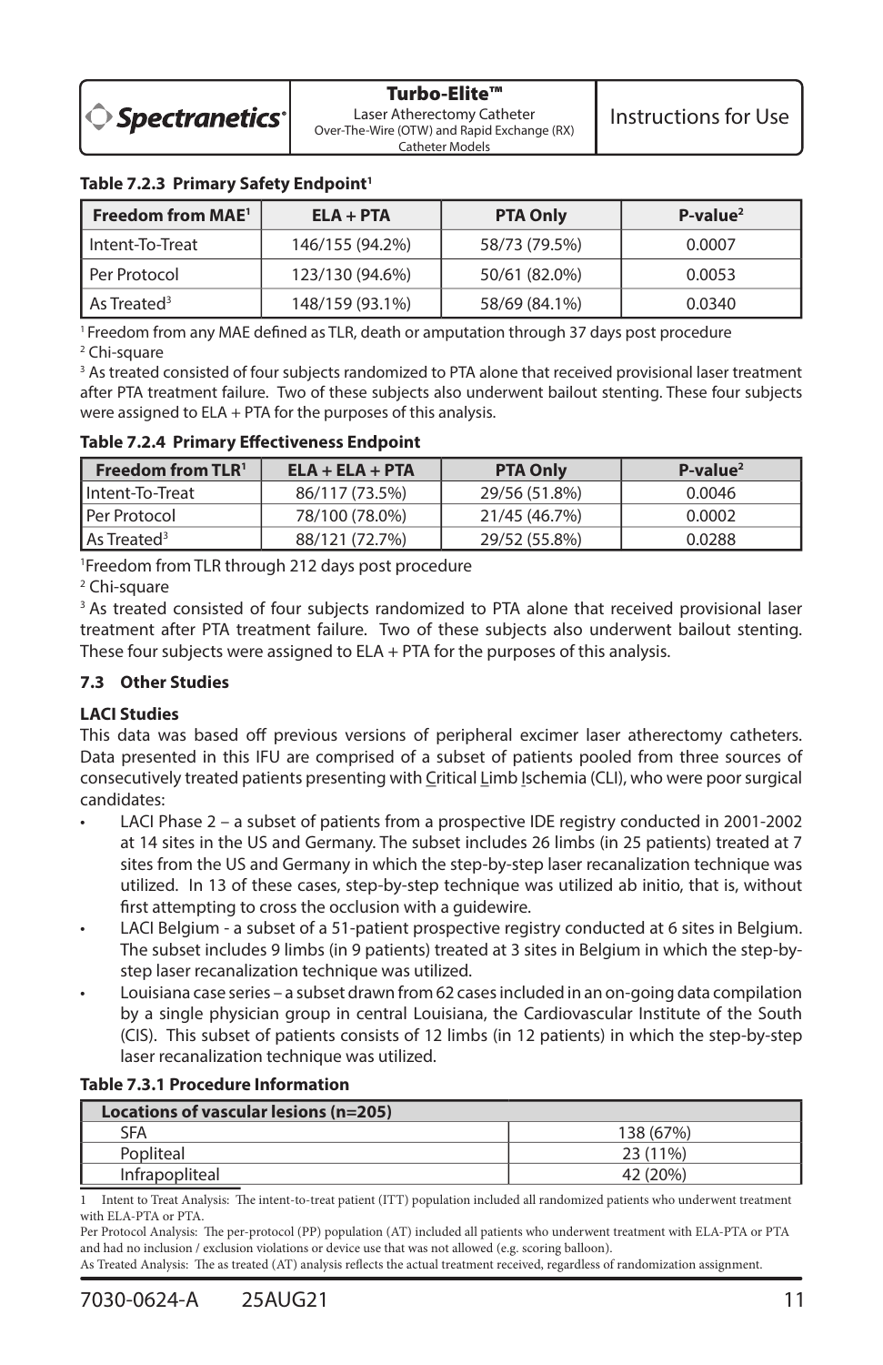**Table 7.2.3 Primary Safety Endpoint[1]**

| Freedom from MAE[1] | ELA + PTA | PTA Only | P-value[2] |
|---|---|---|---|
| Intent-To-Treat | 146/155 (94.2%) | 58/73 (79.5%) | 0.0007 |
| Per Protocol | 123/130 (94.6%) | 50/61 (82.0%) | 0.0053 |
| As Treated[3] | 148/159 (93.1%) | 58/69 (84.1%) | 0.0340 |

[1] Freedom from any MAE defined as TLR, death or amputation through 37 days post procedure

[2] Chi-square

[3] As treated consisted of four subjects randomized to PTA alone that received provisional laser treatment after PTA treatment failure. Two of these subjects also underwent bailout stenting. These four subjects were assigned to ELA + PTA for the purposes of this analysis.

**Table 7.2.4 Primary Effectiveness Endpoint**

| Freedom from TLR[1] | ELA + ELA + PTA | PTA Only | P-value[2] |
|---|---|---|---|
| Intent-To-Treat | 86/117 (73.5%) | 29/56 (51.8%) | 0.0046 |
| Per Protocol | 78/100 (78.0%) | 21/45 (46.7%) | 0.0002 |
| As Treated[3] | 88/121 (72.7%) | 29/52 (55.8%) | 0.0288 |

[1] Freedom from TLR through 212 days post procedure

[2] Chi-square

[3] As treated consisted of four subjects randomized to PTA alone that received provisional laser treatment after PTA treatment failure. Two of these subjects also underwent bailout stenting. These four subjects were assigned to ELA + PTA for the purposes of this analysis.

### 7.3 Other Studies

**LACI Studies**

This data was based off previous versions of peripheral excimer laser atherectomy catheters. Data presented in this IFU are comprised of a subset of patients pooled from three sources of consecutively treated patients presenting with Critical Limb Ischemia (CLI), who were poor surgical candidates:

- LACI Phase 2 – a subset of patients from a prospective IDE registry conducted in 2001-2002 at 14 sites in the US and Germany. The subset includes 26 limbs (in 25 patients) treated at 7 sites from the US and Germany in which the step-by-step laser recanalization technique was utilized. In 13 of these cases, step-by-step technique was utilized ab initio, that is, without first attempting to cross the occlusion with a guidewire.
- LACI Belgium - a subset of a 51-patient prospective registry conducted at 6 sites in Belgium. The subset includes 9 limbs (in 9 patients) treated at 3 sites in Belgium in which the step-by-step laser recanalization technique was utilized.
- Louisiana case series – a subset drawn from 62 cases included in an on-going data compilation by a single physician group in central Louisiana, the Cardiovascular Institute of the South (CIS). This subset of patients consists of 12 limbs (in 12 patients) in which the step-by-step laser recanalization technique was utilized.

**Table 7.3.1 Procedure Information**

| Locations of vascular lesions (n=205) | |
|---|---|
| SFA | 138 (67%) |
| Popliteal | 23 (11%) |
| Infrapopliteal | 42 (20%) |

1 Intent to Treat Analysis: The intent-to-treat patient (ITT) population included all randomized patients who underwent treatment with ELA-PTA or PTA.

Per Protocol Analysis: The per-protocol (PP) population (AT) included all patients who underwent treatment with ELA-PTA or PTA and had no inclusion / exclusion violations or device use that was not allowed (e.g. scoring balloon).

As Treated Analysis: The as treated (AT) analysis reflects the actual treatment received, regardless of randomization assignment.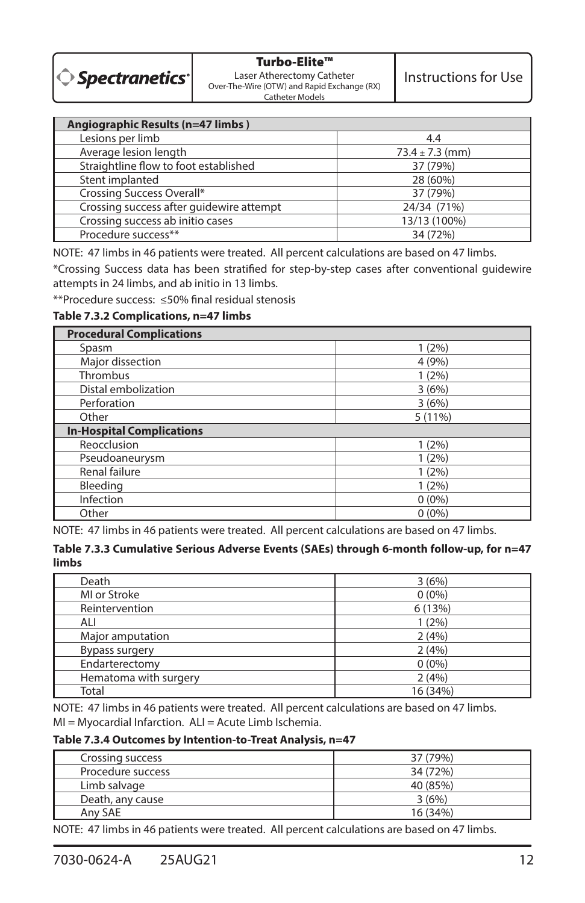| Angiographic Results (n=47 limbs ) | |
|---|---|
| Lesions per limb | 4.4 |
| Average lesion length | 73.4 ± 7.3 (mm) |
| Straightline flow to foot established | 37 (79%) |
| Stent implanted | 28 (60%) |
| Crossing Success Overall* | 37 (79%) |
| Crossing success after guidewire attempt | 24/34 (71%) |
| Crossing success ab initio cases | 13/13 (100%) |
| Procedure success** | 34 (72%) |

NOTE: 47 limbs in 46 patients were treated. All percent calculations are based on 47 limbs.

*Crossing Success data has been stratified for step-by-step cases after conventional guidewire attempts in 24 limbs, and ab initio in 13 limbs.

**Procedure success: ≤50% final residual stenosis

**Table 7.3.2 Complications, n=47 limbs**

| Procedural Complications | |
|---|---|
| Spasm | 1 (2%) |
| Major dissection | 4 (9%) |
| Thrombus | 1 (2%) |
| Distal embolization | 3 (6%) |
| Perforation | 3 (6%) |
| Other | 5 (11%) |
| **In-Hospital Complications** | |
| Reocclusion | 1 (2%) |
| Pseudoaneurysm | 1 (2%) |
| Renal failure | 1 (2%) |
| Bleeding | 1 (2%) |
| Infection | 0 (0%) |
| Other | 0 (0%) |

NOTE: 47 limbs in 46 patients were treated. All percent calculations are based on 47 limbs.

**Table 7.3.3 Cumulative Serious Adverse Events (SAEs) through 6-month follow-up, for n=47 limbs**

| | |
|---|---|
| Death | 3 (6%) |
| MI or Stroke | 0 (0%) |
| Reintervention | 6 (13%) |
| ALI | 1 (2%) |
| Major amputation | 2 (4%) |
| Bypass surgery | 2 (4%) |
| Endarterectomy | 0 (0%) |
| Hematoma with surgery | 2 (4%) |
| Total | 16 (34%) |

NOTE: 47 limbs in 46 patients were treated. All percent calculations are based on 47 limbs.
MI = Myocardial Infarction. ALI = Acute Limb Ischemia.

**Table 7.3.4 Outcomes by Intention-to-Treat Analysis, n=47**

| | |
|---|---|
| Crossing success | 37 (79%) |
| Procedure success | 34 (72%) |
| Limb salvage | 40 (85%) |
| Death, any cause | 3 (6%) |
| Any SAE | 16 (34%) |

NOTE: 47 limbs in 46 patients were treated. All percent calculations are based on 47 limbs.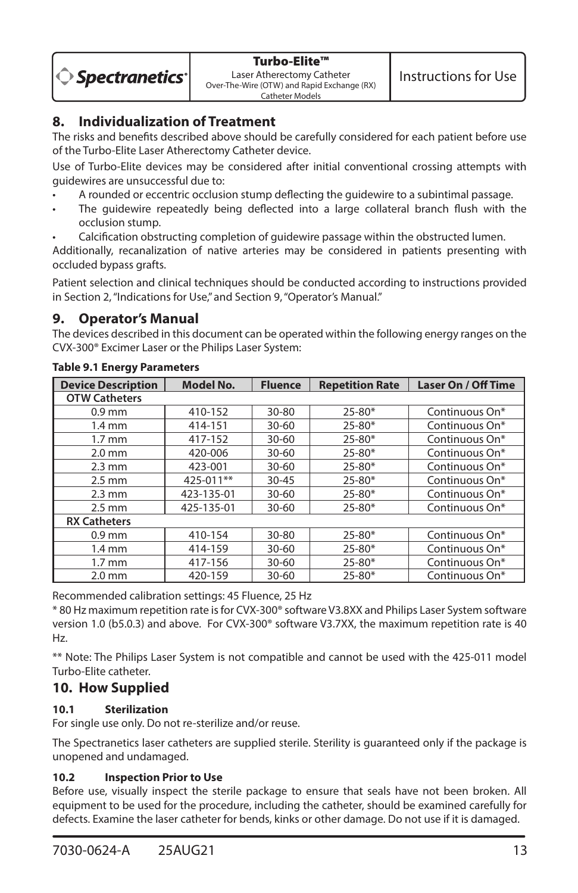## 8. Individualization of Treatment

The risks and benefits described above should be carefully considered for each patient before use of the Turbo-Elite Laser Atherectomy Catheter device.

Use of Turbo-Elite devices may be considered after initial conventional crossing attempts with guidewires are unsuccessful due to:

- A rounded or eccentric occlusion stump deflecting the guidewire to a subintimal passage.
- The guidewire repeatedly being deflected into a large collateral branch flush with the occlusion stump.
- Calcification obstructing completion of guidewire passage within the obstructed lumen.

Additionally, recanalization of native arteries may be considered in patients presenting with occluded bypass grafts.

Patient selection and clinical techniques should be conducted according to instructions provided in Section 2, "Indications for Use," and Section 9, "Operator's Manual."

## 9. Operator's Manual

The devices described in this document can be operated within the following energy ranges on the CVX-300® Excimer Laser or the Philips Laser System:

**Table 9.1 Energy Parameters**

| Device Description | Model No. | Fluence | Repetition Rate | Laser On / Off Time |
|---|---|---|---|---|
| **OTW Catheters** | | | | |
| 0.9 mm | 410-152 | 30-80 | 25-80* | Continuous On* |
| 1.4 mm | 414-151 | 30-60 | 25-80* | Continuous On* |
| 1.7 mm | 417-152 | 30-60 | 25-80* | Continuous On* |
| 2.0 mm | 420-006 | 30-60 | 25-80* | Continuous On* |
| 2.3 mm | 423-001 | 30-60 | 25-80* | Continuous On* |
| 2.5 mm | 425-011** | 30-45 | 25-80* | Continuous On* |
| 2.3 mm | 423-135-01 | 30-60 | 25-80* | Continuous On* |
| 2.5 mm | 425-135-01 | 30-60 | 25-80* | Continuous On* |
| **RX Catheters** | | | | |
| 0.9 mm | 410-154 | 30-80 | 25-80* | Continuous On* |
| 1.4 mm | 414-159 | 30-60 | 25-80* | Continuous On* |
| 1.7 mm | 417-156 | 30-60 | 25-80* | Continuous On* |
| 2.0 mm | 420-159 | 30-60 | 25-80* | Continuous On* |

Recommended calibration settings: 45 Fluence, 25 Hz

* 80 Hz maximum repetition rate is for CVX-300® software V3.8XX and Philips Laser System software version 1.0 (b5.0.3) and above. For CVX-300® software V3.7XX, the maximum repetition rate is 40 Hz.

** Note: The Philips Laser System is not compatible and cannot be used with the 425-011 model Turbo-Elite catheter.

## 10. How Supplied

### 10.1 Sterilization

For single use only. Do not re-sterilize and/or reuse.

The Spectranetics laser catheters are supplied sterile. Sterility is guaranteed only if the package is unopened and undamaged.

### 10.2 Inspection Prior to Use

Before use, visually inspect the sterile package to ensure that seals have not been broken. All equipment to be used for the procedure, including the catheter, should be examined carefully for defects. Examine the laser catheter for bends, kinks or other damage. Do not use if it is damaged.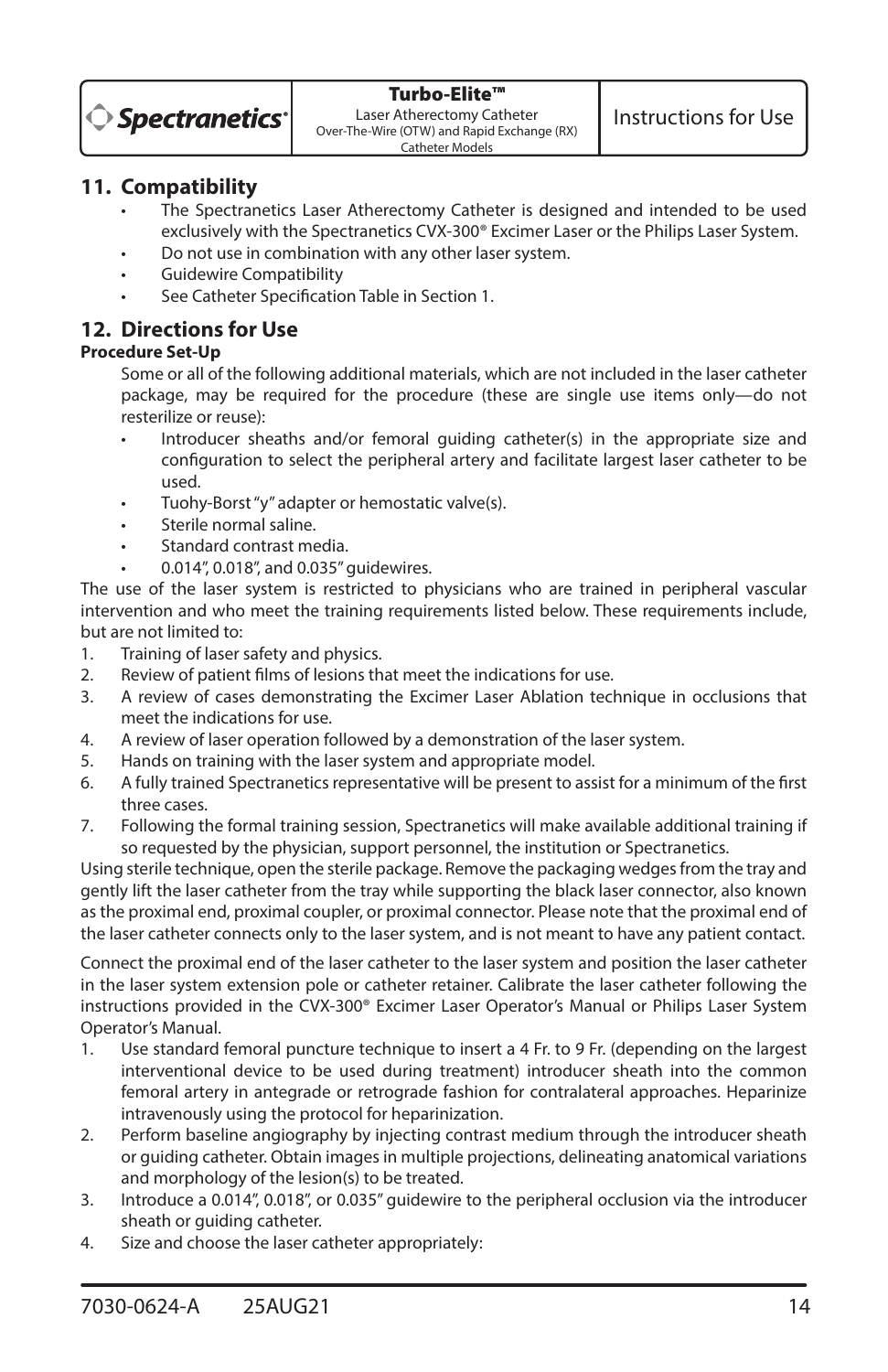## 11. Compatibility

- The Spectranetics Laser Atherectomy Catheter is designed and intended to be used exclusively with the Spectranetics CVX-300® Excimer Laser or the Philips Laser System.
- Do not use in combination with any other laser system.
- Guidewire Compatibility
- See Catheter Specification Table in Section 1.

## 12. Directions for Use

**Procedure Set-Up**

Some or all of the following additional materials, which are not included in the laser catheter package, may be required for the procedure (these are single use items only—do not resterilize or reuse):

- Introducer sheaths and/or femoral guiding catheter(s) in the appropriate size and configuration to select the peripheral artery and facilitate largest laser catheter to be used.
- Tuohy-Borst "y" adapter or hemostatic valve(s).
- Sterile normal saline.
- Standard contrast media.
- 0.014", 0.018", and 0.035" guidewires.

The use of the laser system is restricted to physicians who are trained in peripheral vascular intervention and who meet the training requirements listed below. These requirements include, but are not limited to:

1. Training of laser safety and physics.
2. Review of patient films of lesions that meet the indications for use.
3. A review of cases demonstrating the Excimer Laser Ablation technique in occlusions that meet the indications for use.
4. A review of laser operation followed by a demonstration of the laser system.
5. Hands on training with the laser system and appropriate model.
6. A fully trained Spectranetics representative will be present to assist for a minimum of the first three cases.
7. Following the formal training session, Spectranetics will make available additional training if so requested by the physician, support personnel, the institution or Spectranetics.

Using sterile technique, open the sterile package. Remove the packaging wedges from the tray and gently lift the laser catheter from the tray while supporting the black laser connector, also known as the proximal end, proximal coupler, or proximal connector. Please note that the proximal end of the laser catheter connects only to the laser system, and is not meant to have any patient contact.

Connect the proximal end of the laser catheter to the laser system and position the laser catheter in the laser system extension pole or catheter retainer. Calibrate the laser catheter following the instructions provided in the CVX-300® Excimer Laser Operator's Manual or Philips Laser System Operator's Manual.

1. Use standard femoral puncture technique to insert a 4 Fr. to 9 Fr. (depending on the largest interventional device to be used during treatment) introducer sheath into the common femoral artery in antegrade or retrograde fashion for contralateral approaches. Heparinize intravenously using the protocol for heparinization.
2. Perform baseline angiography by injecting contrast medium through the introducer sheath or guiding catheter. Obtain images in multiple projections, delineating anatomical variations and morphology of the lesion(s) to be treated.
3. Introduce a 0.014", 0.018", or 0.035" guidewire to the peripheral occlusion via the introducer sheath or guiding catheter.
4. Size and choose the laser catheter appropriately: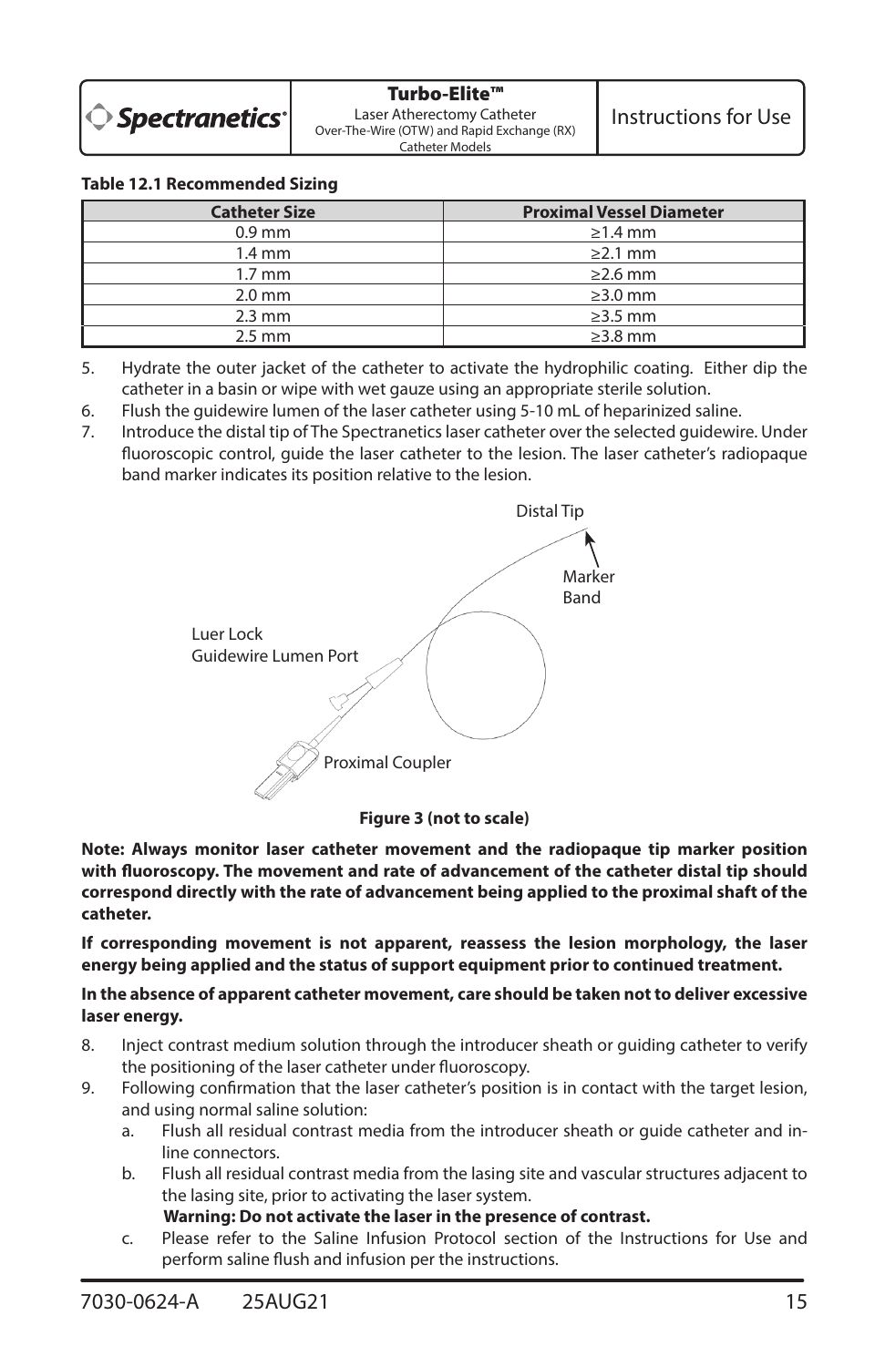**Table 12.1 Recommended Sizing**

| Catheter Size | Proximal Vessel Diameter |
|---|---|
| 0.9 mm | ≥1.4 mm |
| 1.4 mm | ≥2.1 mm |
| 1.7 mm | ≥2.6 mm |
| 2.0 mm | ≥3.0 mm |
| 2.3 mm | ≥3.5 mm |
| 2.5 mm | ≥3.8 mm |

5. Hydrate the outer jacket of the catheter to activate the hydrophilic coating. Either dip the catheter in a basin or wipe with wet gauze using an appropriate sterile solution.
6. Flush the guidewire lumen of the laser catheter using 5-10 mL of heparinized saline.
7. Introduce the distal tip of The Spectranetics laser catheter over the selected guidewire. Under fluoroscopic control, guide the laser catheter to the lesion. The laser catheter's radiopaque band marker indicates its position relative to the lesion.

Distal Tip

Marker Band

Luer Lock Guidewire Lumen Port

Proximal Coupler

**Figure 3 (not to scale)**

**Note: Always monitor laser catheter movement and the radiopaque tip marker position with fluoroscopy. The movement and rate of advancement of the catheter distal tip should correspond directly with the rate of advancement being applied to the proximal shaft of the catheter.**

**If corresponding movement is not apparent, reassess the lesion morphology, the laser energy being applied and the status of support equipment prior to continued treatment.**

**In the absence of apparent catheter movement, care should be taken not to deliver excessive laser energy.**

8. Inject contrast medium solution through the introducer sheath or guiding catheter to verify the positioning of the laser catheter under fluoroscopy.
9. Following confirmation that the laser catheter's position is in contact with the target lesion, and using normal saline solution:
   a. Flush all residual contrast media from the introducer sheath or guide catheter and in-line connectors.
   b. Flush all residual contrast media from the lasing site and vascular structures adjacent to the lasing site, prior to activating the laser system.
   **Warning: Do not activate the laser in the presence of contrast.**
   c. Please refer to the Saline Infusion Protocol section of the Instructions for Use and perform saline flush and infusion per the instructions.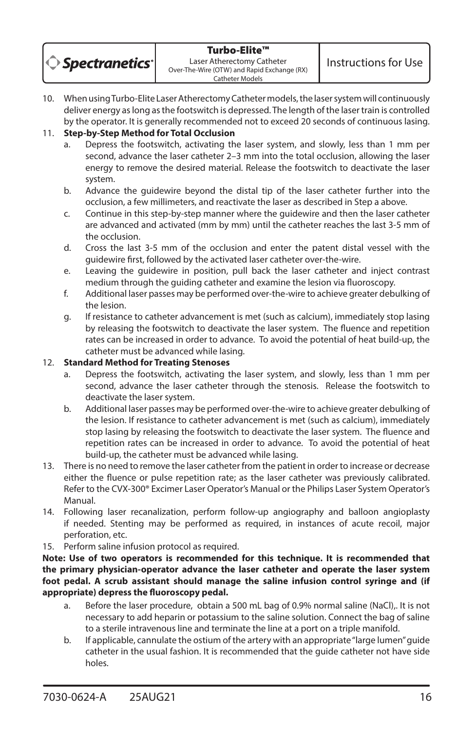10. When using Turbo-Elite Laser Atherectomy Catheter models, the laser system will continuously deliver energy as long as the footswitch is depressed. The length of the laser train is controlled by the operator. It is generally recommended not to exceed 20 seconds of continuous lasing.
11. **Step-by-Step Method for Total Occlusion**
    a. Depress the footswitch, activating the laser system, and slowly, less than 1 mm per second, advance the laser catheter 2–3 mm into the total occlusion, allowing the laser energy to remove the desired material. Release the footswitch to deactivate the laser system.
    b. Advance the guidewire beyond the distal tip of the laser catheter further into the occlusion, a few millimeters, and reactivate the laser as described in Step a above.
    c. Continue in this step-by-step manner where the guidewire and then the laser catheter are advanced and activated (mm by mm) until the catheter reaches the last 3-5 mm of the occlusion.
    d. Cross the last 3-5 mm of the occlusion and enter the patent distal vessel with the guidewire first, followed by the activated laser catheter over-the-wire.
    e. Leaving the guidewire in position, pull back the laser catheter and inject contrast medium through the guiding catheter and examine the lesion via fluoroscopy.
    f. Additional laser passes may be performed over-the-wire to achieve greater debulking of the lesion.
    g. If resistance to catheter advancement is met (such as calcium), immediately stop lasing by releasing the footswitch to deactivate the laser system. The fluence and repetition rates can be increased in order to advance. To avoid the potential of heat build-up, the catheter must be advanced while lasing.
12. **Standard Method for Treating Stenoses**
    a. Depress the footswitch, activating the laser system, and slowly, less than 1 mm per second, advance the laser catheter through the stenosis. Release the footswitch to deactivate the laser system.
    b. Additional laser passes may be performed over-the-wire to achieve greater debulking of the lesion. If resistance to catheter advancement is met (such as calcium), immediately stop lasing by releasing the footswitch to deactivate the laser system. The fluence and repetition rates can be increased in order to advance. To avoid the potential of heat build-up, the catheter must be advanced while lasing.
13. There is no need to remove the laser catheter from the patient in order to increase or decrease either the fluence or pulse repetition rate; as the laser catheter was previously calibrated. Refer to the CVX-300® Excimer Laser Operator's Manual or the Philips Laser System Operator's Manual.
14. Following laser recanalization, perform follow-up angiography and balloon angioplasty if needed. Stenting may be performed as required, in instances of acute recoil, major perforation, etc.
15. Perform saline infusion protocol as required.

**Note: Use of two operators is recommended for this technique. It is recommended that the primary physician-operator advance the laser catheter and operate the laser system foot pedal. A scrub assistant should manage the saline infusion control syringe and (if appropriate) depress the fluoroscopy pedal.**

a. Before the laser procedure, obtain a 500 mL bag of 0.9% normal saline (NaCl),. It is not necessary to add heparin or potassium to the saline solution. Connect the bag of saline to a sterile intravenous line and terminate the line at a port on a triple manifold.
b. If applicable, cannulate the ostium of the artery with an appropriate "large lumen" guide catheter in the usual fashion. It is recommended that the guide catheter not have side holes.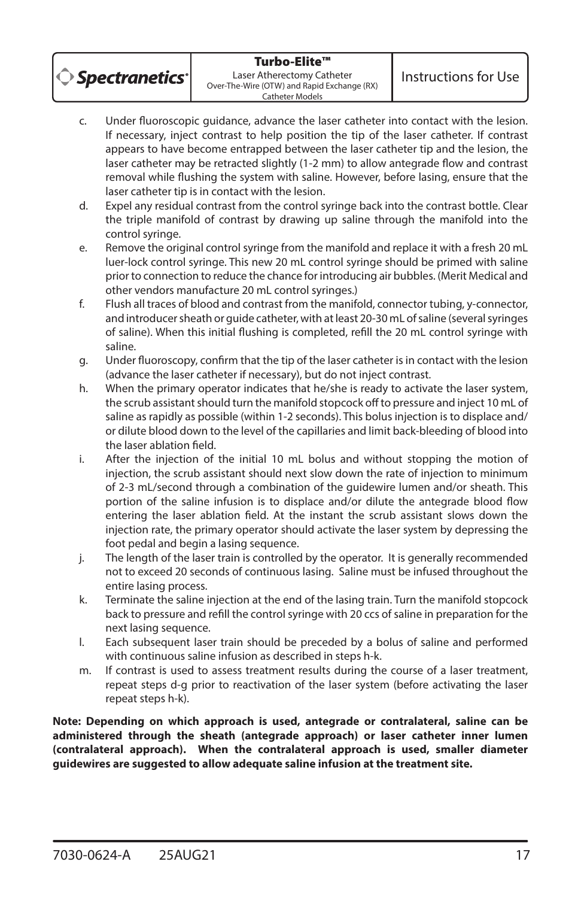c. Under fluoroscopic guidance, advance the laser catheter into contact with the lesion. If necessary, inject contrast to help position the tip of the laser catheter. If contrast appears to have become entrapped between the laser catheter tip and the lesion, the laser catheter may be retracted slightly (1-2 mm) to allow antegrade flow and contrast removal while flushing the system with saline. However, before lasing, ensure that the laser catheter tip is in contact with the lesion.

d. Expel any residual contrast from the control syringe back into the contrast bottle. Clear the triple manifold of contrast by drawing up saline through the manifold into the control syringe.

e. Remove the original control syringe from the manifold and replace it with a fresh 20 mL luer-lock control syringe. This new 20 mL control syringe should be primed with saline prior to connection to reduce the chance for introducing air bubbles. (Merit Medical and other vendors manufacture 20 mL control syringes.)

f. Flush all traces of blood and contrast from the manifold, connector tubing, y-connector, and introducer sheath or guide catheter, with at least 20-30 mL of saline (several syringes of saline). When this initial flushing is completed, refill the 20 mL control syringe with saline.

g. Under fluoroscopy, confirm that the tip of the laser catheter is in contact with the lesion (advance the laser catheter if necessary), but do not inject contrast.

h. When the primary operator indicates that he/she is ready to activate the laser system, the scrub assistant should turn the manifold stopcock off to pressure and inject 10 mL of saline as rapidly as possible (within 1-2 seconds). This bolus injection is to displace and/or dilute blood down to the level of the capillaries and limit back-bleeding of blood into the laser ablation field.

i. After the injection of the initial 10 mL bolus and without stopping the motion of injection, the scrub assistant should next slow down the rate of injection to minimum of 2-3 mL/second through a combination of the guidewire lumen and/or sheath. This portion of the saline infusion is to displace and/or dilute the antegrade blood flow entering the laser ablation field. At the instant the scrub assistant slows down the injection rate, the primary operator should activate the laser system by depressing the foot pedal and begin a lasing sequence.

j. The length of the laser train is controlled by the operator. It is generally recommended not to exceed 20 seconds of continuous lasing. Saline must be infused throughout the entire lasing process.

k. Terminate the saline injection at the end of the lasing train. Turn the manifold stopcock back to pressure and refill the control syringe with 20 ccs of saline in preparation for the next lasing sequence.

l. Each subsequent laser train should be preceded by a bolus of saline and performed with continuous saline infusion as described in steps h-k.

m. If contrast is used to assess treatment results during the course of a laser treatment, repeat steps d-g prior to reactivation of the laser system (before activating the laser repeat steps h-k).

**Note: Depending on which approach is used, antegrade or contralateral, saline can be administered through the sheath (antegrade approach) or laser catheter inner lumen (contralateral approach). When the contralateral approach is used, smaller diameter guidewires are suggested to allow adequate saline infusion at the treatment site.**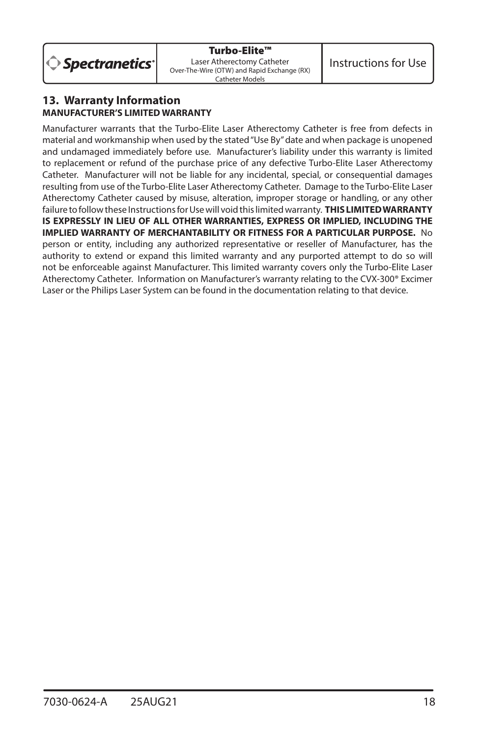## 13. Warranty Information

**MANUFACTURER'S LIMITED WARRANTY**

Manufacturer warrants that the Turbo-Elite Laser Atherectomy Catheter is free from defects in material and workmanship when used by the stated "Use By" date and when package is unopened and undamaged immediately before use. Manufacturer's liability under this warranty is limited to replacement or refund of the purchase price of any defective Turbo-Elite Laser Atherectomy Catheter. Manufacturer will not be liable for any incidental, special, or consequential damages resulting from use of the Turbo-Elite Laser Atherectomy Catheter. Damage to the Turbo-Elite Laser Atherectomy Catheter caused by misuse, alteration, improper storage or handling, or any other failure to follow these Instructions for Use will void this limited warranty. **THIS LIMITED WARRANTY IS EXPRESSLY IN LIEU OF ALL OTHER WARRANTIES, EXPRESS OR IMPLIED, INCLUDING THE IMPLIED WARRANTY OF MERCHANTABILITY OR FITNESS FOR A PARTICULAR PURPOSE.** No person or entity, including any authorized representative or reseller of Manufacturer, has the authority to extend or expand this limited warranty and any purported attempt to do so will not be enforceable against Manufacturer. This limited warranty covers only the Turbo-Elite Laser Atherectomy Catheter. Information on Manufacturer's warranty relating to the CVX-300® Excimer Laser or the Philips Laser System can be found in the documentation relating to that device.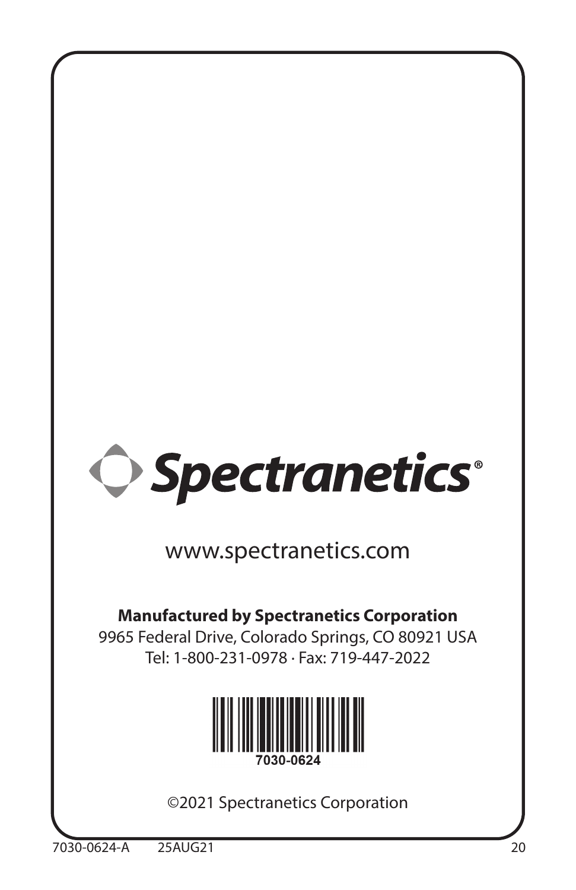Spectranetics®

www.spectranetics.com

**Manufactured by Spectranetics Corporation**
9965 Federal Drive, Colorado Springs, CO 80921 USA
Tel: 1-800-231-0978 · Fax: 719-447-2022

7030-0624

©2021 Spectranetics Corporation

7030-0624-A 25AUG21